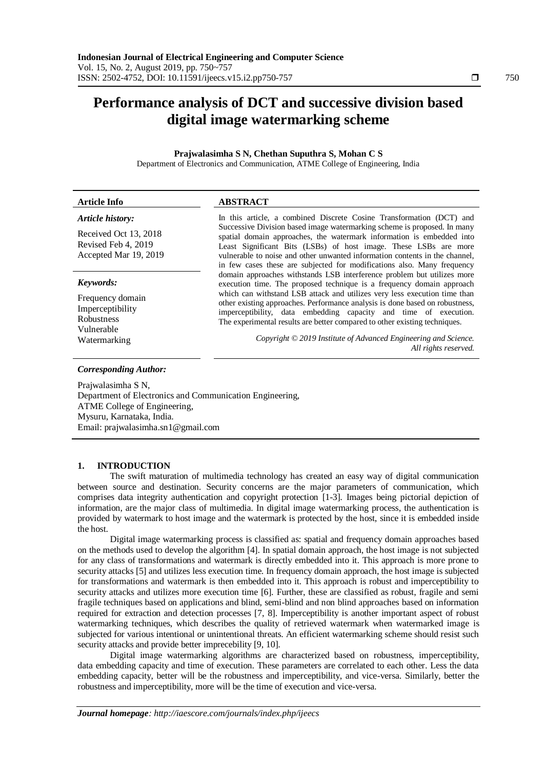# Performance analysis of DCT and successive division based digital image watermarking scheme

**Prajwalasimha S N, Chethan Suputhra S, Mohan C S**

Department of Electronics and Communication, ATME College of Engineering, India

**Article Info**

***Article history:***

Received Oct 13, 2018
Revised Feb 4, 2019
Accepted Mar 19, 2019

***Keywords:***

Frequency domain
Imperceptibility
Robustness
Vulnerable
Watermarking

**ABSTRACT**

In this article, a combined Discrete Cosine Transformation (DCT) and Successive Division based image watermarking scheme is proposed. In many spatial domain approaches, the watermark information is embedded into Least Significant Bits (LSBs) of host image. These LSBs are more vulnerable to noise and other unwanted information contents in the channel, in few cases these are subjected for modifications also. Many frequency domain approaches withstands LSB interference problem but utilizes more execution time. The proposed technique is a frequency domain approach which can withstand LSB attack and utilizes very less execution time than other existing approaches. Performance analysis is done based on robustness, imperceptibility, data embedding capacity and time of execution. The experimental results are better compared to other existing techniques.

*Copyright © 2019 Institute of Advanced Engineering and Science. All rights reserved.*

***Corresponding Author:***

Prajwalasimha S N,
Department of Electronics and Communication Engineering,
ATME College of Engineering,
Mysuru, Karnataka, India.
Email: prajwalasimha.sn1@gmail.com

## 1. INTRODUCTION

The swift maturation of multimedia technology has created an easy way of digital communication between source and destination. Security concerns are the major parameters of communication, which comprises data integrity authentication and copyright protection [1-3]. Images being pictorial depiction of information, are the major class of multimedia. In digital image watermarking process, the authentication is provided by watermark to host image and the watermark is protected by the host, since it is embedded inside the host.

Digital image watermarking process is classified as: spatial and frequency domain approaches based on the methods used to develop the algorithm [4]. In spatial domain approach, the host image is not subjected for any class of transformations and watermark is directly embedded into it. This approach is more prone to security attacks [5] and utilizes less execution time. In frequency domain approach, the host image is subjected for transformations and watermark is then embedded into it. This approach is robust and imperceptibility to security attacks and utilizes more execution time [6]. Further, these are classified as robust, fragile and semi fragile techniques based on applications and blind, semi-blind and non blind approaches based on information required for extraction and detection processes [7, 8]. Imperceptibility is another important aspect of robust watermarking techniques, which describes the quality of retrieved watermark when watermarked image is subjected for various intentional or unintentional threats. An efficient watermarking scheme should resist such security attacks and provide better imprecebility [9, 10].

Digital image watermarking algorithms are characterized based on robustness, imperceptibility, data embedding capacity and time of execution. These parameters are correlated to each other. Less the data embedding capacity, better will be the robustness and imperceptibility, and vice-versa. Similarly, better the robustness and imperceptibility, more will be the time of execution and vice-versa.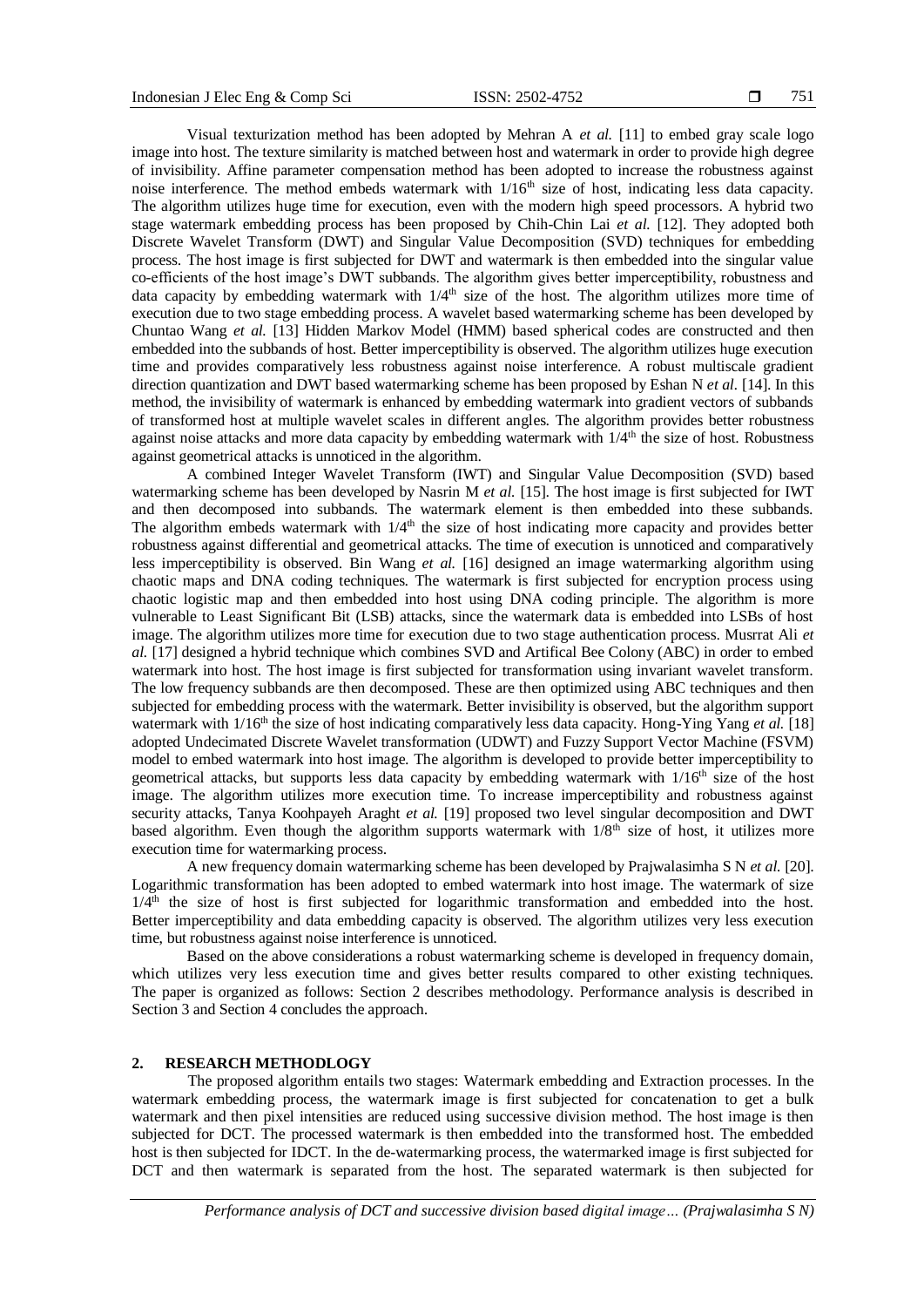Visual texturization method has been adopted by Mehran A *et al.* [11] to embed gray scale logo image into host. The texture similarity is matched between host and watermark in order to provide high degree of invisibility. Affine parameter compensation method has been adopted to increase the robustness against noise interference. The method embeds watermark with $1/16^{th}$ size of host, indicating less data capacity. The algorithm utilizes huge time for execution, even with the modern high speed processors. A hybrid two stage watermark embedding process has been proposed by Chih-Chin Lai *et al.* [12]. They adopted both Discrete Wavelet Transform (DWT) and Singular Value Decomposition (SVD) techniques for embedding process. The host image is first subjected for DWT and watermark is then embedded into the singular value co-efficients of the host image's DWT subbands. The algorithm gives better imperceptibility, robustness and data capacity by embedding watermark with $1/4^{th}$ size of the host. The algorithm utilizes more time of execution due to two stage embedding process. A wavelet based watermarking scheme has been developed by Chuntao Wang *et al.* [13] Hidden Markov Model (HMM) based spherical codes are constructed and then embedded into the subbands of host. Better imperceptibility is observed. The algorithm utilizes huge execution time and provides comparatively less robustness against noise interference. A robust multiscale gradient direction quantization and DWT based watermarking scheme has been proposed by Eshan N *et al.* [14]. In this method, the invisibility of watermark is enhanced by embedding watermark into gradient vectors of subbands of transformed host at multiple wavelet scales in different angles. The algorithm provides better robustness against noise attacks and more data capacity by embedding watermark with $1/4^{th}$ the size of host. Robustness against geometrical attacks is unnoticed in the algorithm.

A combined Integer Wavelet Transform (IWT) and Singular Value Decomposition (SVD) based watermarking scheme has been developed by Nasrin M *et al.* [15]. The host image is first subjected for IWT and then decomposed into subbands. The watermark element is then embedded into these subbands. The algorithm embeds watermark with $1/4^{th}$ the size of host indicating more capacity and provides better robustness against differential and geometrical attacks. The time of execution is unnoticed and comparatively less imperceptibility is observed. Bin Wang *et al.* [16] designed an image watermarking algorithm using chaotic maps and DNA coding techniques. The watermark is first subjected for encryption process using chaotic logistic map and then embedded into host using DNA coding principle. The algorithm is more vulnerable to Least Significant Bit (LSB) attacks, since the watermark data is embedded into LSBs of host image. The algorithm utilizes more time for execution due to two stage authentication process. Musrrat Ali *et al.* [17] designed a hybrid technique which combines SVD and Artifical Bee Colony (ABC) in order to embed watermark into host. The host image is first subjected for transformation using invariant wavelet transform. The low frequency subbands are then decomposed. These are then optimized using ABC techniques and then subjected for embedding process with the watermark. Better invisibility is observed, but the algorithm support watermark with $1/16^{th}$ the size of host indicating comparatively less data capacity. Hong-Ying Yang *et al.* [18] adopted Undecimated Discrete Wavelet transformation (UDWT) and Fuzzy Support Vector Machine (FSVM) model to embed watermark into host image. The algorithm is developed to provide better imperceptibility to geometrical attacks, but supports less data capacity by embedding watermark with $1/16^{th}$ size of the host image. The algorithm utilizes more execution time. To increase imperceptibility and robustness against security attacks, Tanya Koohpayeh Araght *et al.* [19] proposed two level singular decomposition and DWT based algorithm. Even though the algorithm supports watermark with $1/8^{th}$ size of host, it utilizes more execution time for watermarking process.

A new frequency domain watermarking scheme has been developed by Prajwalasimha S N *et al.* [20]. Logarithmic transformation has been adopted to embed watermark into host image. The watermark of size $1/4^{th}$ the size of host is first subjected for logarithmic transformation and embedded into the host. Better imperceptibility and data embedding capacity is observed. The algorithm utilizes very less execution time, but robustness against noise interference is unnoticed.

Based on the above considerations a robust watermarking scheme is developed in frequency domain, which utilizes very less execution time and gives better results compared to other existing techniques. The paper is organized as follows: Section 2 describes methodology. Performance analysis is described in Section 3 and Section 4 concludes the approach.

## 2. RESEARCH METHODLOGY

The proposed algorithm entails two stages: Watermark embedding and Extraction processes. In the watermark embedding process, the watermark image is first subjected for concatenation to get a bulk watermark and then pixel intensities are reduced using successive division method. The host image is then subjected for DCT. The processed watermark is then embedded into the transformed host. The embedded host is then subjected for IDCT. In the de-watermarking process, the watermarked image is first subjected for DCT and then watermark is separated from the host. The separated watermark is then subjected for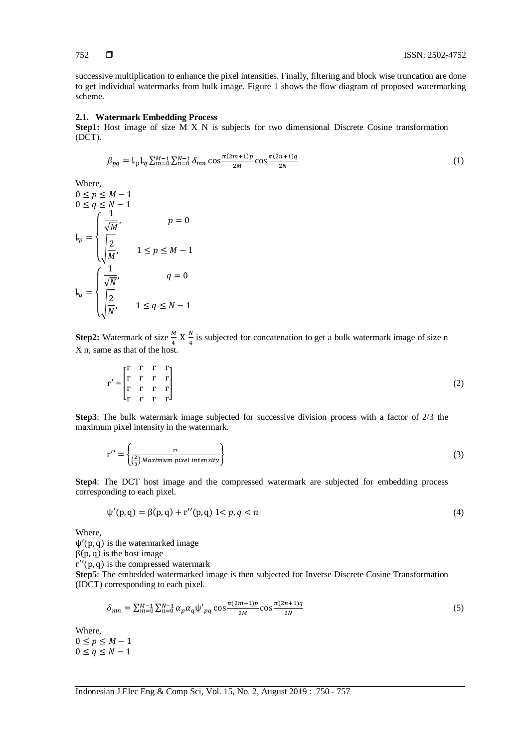successive multiplication to enhance the pixel intensities. Finally, filtering and block wise truncation are done to get individual watermarks from bulk image. Figure 1 shows the flow diagram of proposed watermarking scheme.

### 2.1. Watermark Embedding Process

**Step1:** Host image of size M X N is subjects for two dimensional Discrete Cosine transformation (DCT).

$$\beta_{pq} = ɭ_p ɭ_q \sum_{m=0}^{M-1} \sum_{n=0}^{N-1} \delta_{mn} \cos\frac{\pi(2m+1)p}{2M} \cos\frac{\pi(2n+1)q}{2N} \tag{1}$$

Where,

$0 \le p \le M-1$

$0 \le q \le N-1$

$$ɭ_p = \begin{cases} \dfrac{1}{\sqrt{M}}, & p = 0 \\ \sqrt{\dfrac{2}{M}}, & 1 \le p \le M-1 \end{cases}$$

$$ɭ_q = \begin{cases} \dfrac{1}{\sqrt{N}}, & q = 0 \\ \sqrt{\dfrac{2}{N}}, & 1 \le q \le N-1 \end{cases}$$

**Step2:** Watermark of size $\frac{M}{4}$ X $\frac{N}{4}$ is subjected for concatenation to get a bulk watermark image of size n X n, same as that of the host.

$$\Gamma' = \begin{bmatrix} \Gamma & \Gamma & \Gamma & \Gamma \\ \Gamma & \Gamma & \Gamma & \Gamma \\ \Gamma & \Gamma & \Gamma & \Gamma \\ \Gamma & \Gamma & \Gamma & \Gamma \end{bmatrix} \tag{2}$$

**Step3**: The bulk watermark image subjected for successive division process with a factor of 2/3 the maximum pixel intensity in the watermark.

$$\Gamma'' = \left\{ \frac{\Gamma'}{\left(\frac{2}{3}\right) Maximum\ pixel\ intensity} \right\} \tag{3}$$

**Step4**: The DCT host image and the compressed watermark are subjected for embedding process corresponding to each pixel.

$$\psi'(p,q) = \beta(p,q) + \Gamma''(p,q) \quad 1 < p, q < n \tag{4}$$

Where,

$\psi'(p,q)$ is the watermarked image

$\beta(p,q)$ is the host image

$\Gamma''(p,q)$ is the compressed watermark

**Step5**: The embedded watermarked image is then subjected for Inverse Discrete Cosine Transformation (IDCT) corresponding to each pixel.

$$\delta_{mn} = \sum_{m=0}^{M-1} \sum_{n=0}^{N-1} \alpha_p \alpha_q \psi'_{pq} \cos\frac{\pi(2m+1)p}{2M} \cos\frac{\pi(2n+1)q}{2N} \tag{5}$$

Where,

$0 \le p \le M-1$

$0 \le q \le N-1$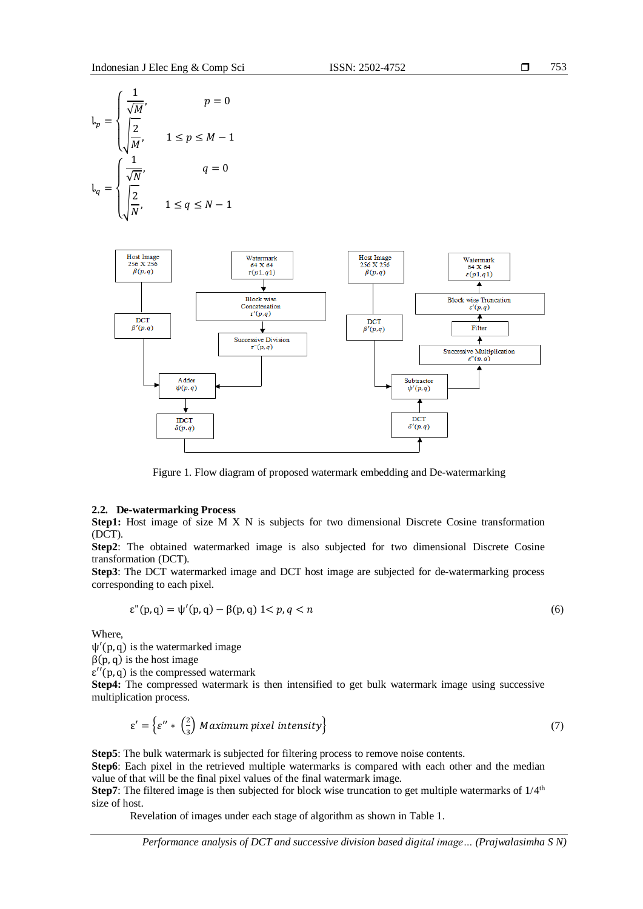$$
\mathrm{l}_p = \begin{cases} \frac{1}{\sqrt{M}}, & p = 0 \\ \sqrt{\frac{2}{M}}, & 1 \le p \le M-1 \end{cases}
$$

$$
\mathrm{l}_q = \begin{cases} \frac{1}{\sqrt{N}}, & q = 0 \\ \sqrt{\frac{2}{N}}, & 1 \le q \le N-1 \end{cases}
$$

Figure 1. Flow diagram of proposed watermark embedding and De-watermarking

### 2.2. De-watermarking Process

**Step1:** Host image of size M X N is subjects for two dimensional Discrete Cosine transformation (DCT).

**Step2**: The obtained watermarked image is also subjected for two dimensional Discrete Cosine transformation (DCT).

**Step3**: The DCT watermarked image and DCT host image are subjected for de-watermarking process corresponding to each pixel.

$$
\varepsilon''(p,q) = \psi'(p,q) - \beta(p,q) \quad 1 < p,q < n \tag{6}
$$

Where,

$\psi'(p,q)$ is the watermarked image

$\beta(p,q)$ is the host image

$\varepsilon''(p,q)$ is the compressed watermark

**Step4:** The compressed watermark is then intensified to get bulk watermark image using successive multiplication process.

$$
\varepsilon' = \left\{ \varepsilon'' * \left(\frac{2}{3}\right) \textit{Maximum pixel intensity} \right\} \tag{7}
$$

**Step5**: The bulk watermark is subjected for filtering process to remove noise contents.

**Step6**: Each pixel in the retrieved multiple watermarks is compared with each other and the median value of that will be the final pixel values of the final watermark image.

**Step7**: The filtered image is then subjected for block wise truncation to get multiple watermarks of 1/4th size of host.

Revelation of images under each stage of algorithm as shown in Table 1.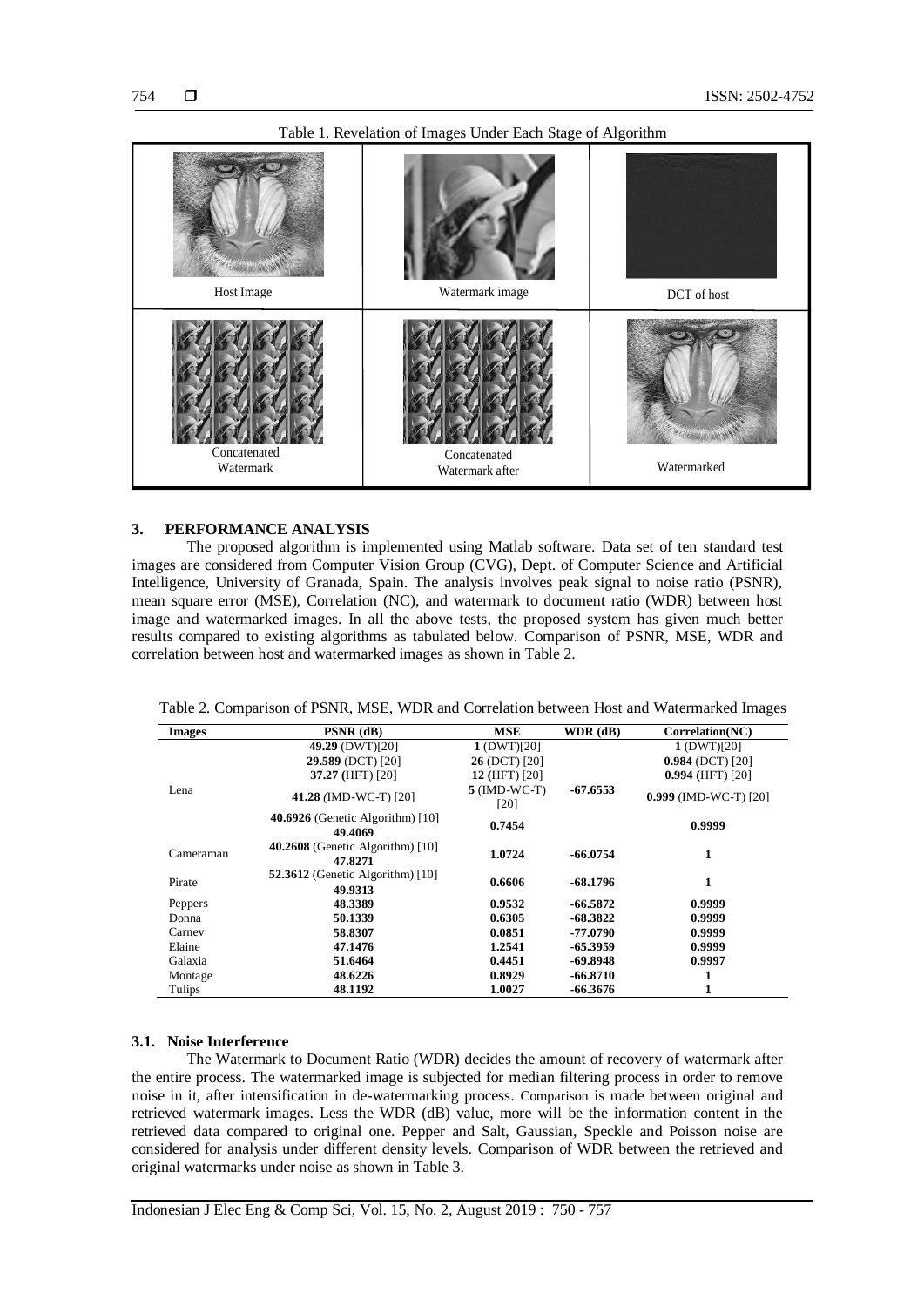Table 1. Revelation of Images Under Each Stage of Algorithm

| Host Image | Watermark image | DCT of host |
|---|---|---|
| Concatenated Watermark | Concatenated Watermark after | Watermarked |

## 3. PERFORMANCE ANALYSIS

The proposed algorithm is implemented using Matlab software. Data set of ten standard test images are considered from Computer Vision Group (CVG), Dept. of Computer Science and Artificial Intelligence, University of Granada, Spain. The analysis involves peak signal to noise ratio (PSNR), mean square error (MSE), Correlation (NC), and watermark to document ratio (WDR) between host image and watermarked images. In all the above tests, the proposed system has given much better results compared to existing algorithms as tabulated below. Comparison of PSNR, MSE, WDR and correlation between host and watermarked images as shown in Table 2.

Table 2. Comparison of PSNR, MSE, WDR and Correlation between Host and Watermarked Images

| Images | PSNR (dB) | MSE | WDR (dB) | Correlation(NC) |
|---|---|---|---|---|
| Lena | **49.29** (DWT)[20] | **1** (DWT)[20] | | **1** (DWT)[20] |
| | **29.589** (DCT) [20] | **26** (DCT) [20] | | **0.984** (DCT) [20] |
| | **37.27** (HFT) [20] | **12** (HFT) [20] | | **0.994** (HFT) [20] |
| | **41.28** (IMD-WC-T) [20] | **5** (IMD-WC-T) [20] | **-67.6553** | **0.999** (IMD-WC-T) [20] |
| | **40.6926** (Genetic Algorithm) [10] | | | |
| | **49.4069** | **0.7454** | | **0.9999** |
| Cameraman | **40.2608** (Genetic Algorithm) [10] | | | |
| | **47.8271** | **1.0724** | **-66.0754** | **1** |
| Pirate | **52.3612** (Genetic Algorithm) [10] | | | |
| | **49.9313** | **0.6606** | **-68.1796** | **1** |
| Peppers | **48.3389** | **0.9532** | **-66.5872** | **0.9999** |
| Donna | **50.1339** | **0.6305** | **-68.3822** | **0.9999** |
| Carnev | **58.8307** | **0.0851** | **-77.0790** | **0.9999** |
| Elaine | **47.1476** | **1.2541** | **-65.3959** | **0.9999** |
| Galaxia | **51.6464** | **0.4451** | **-69.8948** | **0.9997** |
| Montage | **48.6226** | **0.8929** | **-66.8710** | **1** |
| Tulips | **48.1192** | **1.0027** | **-66.3676** | **1** |

### 3.1. Noise Interference

The Watermark to Document Ratio (WDR) decides the amount of recovery of watermark after the entire process. The watermarked image is subjected for median filtering process in order to remove noise in it, after intensification in de-watermarking process. Comparison is made between original and retrieved watermark images. Less the WDR (dB) value, more will be the information content in the retrieved data compared to original one. Pepper and Salt, Gaussian, Speckle and Poisson noise are considered for analysis under different density levels. Comparison of WDR between the retrieved and original watermarks under noise as shown in Table 3.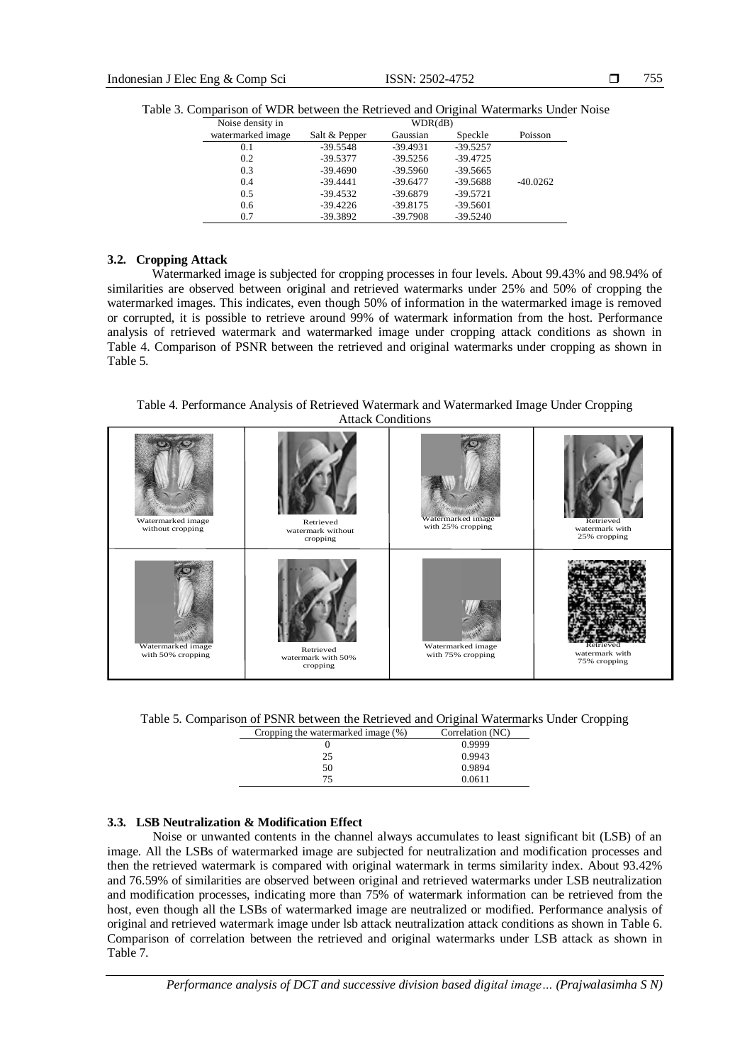Table 3. Comparison of WDR between the Retrieved and Original Watermarks Under Noise

| Noise density in watermarked image | WDR(dB) | | | |
|---|---|---|---|---|
| | Salt & Pepper | Gaussian | Speckle | Poisson |
| 0.1 | -39.5548 | -39.4931 | -39.5257 | |
| 0.2 | -39.5377 | -39.5256 | -39.4725 | |
| 0.3 | -39.4690 | -39.5960 | -39.5665 | |
| 0.4 | -39.4441 | -39.6477 | -39.5688 | -40.0262 |
| 0.5 | -39.4532 | -39.6879 | -39.5721 | |
| 0.6 | -39.4226 | -39.8175 | -39.5601 | |
| 0.7 | -39.3892 | -39.7908 | -39.5240 | |

### 3.2. Cropping Attack

Watermarked image is subjected for cropping processes in four levels. About 99.43% and 98.94% of similarities are observed between original and retrieved watermarks under 25% and 50% of cropping the watermarked images. This indicates, even though 50% of information in the watermarked image is removed or corrupted, it is possible to retrieve around 99% of watermark information from the host. Performance analysis of retrieved watermark and watermarked image under cropping attack conditions as shown in Table 4. Comparison of PSNR between the retrieved and original watermarks under cropping as shown in Table 5.

Table 4. Performance Analysis of Retrieved Watermark and Watermarked Image Under Cropping Attack Conditions

| | | | |
|---|---|---|---|
| Watermarked image without cropping | Retrieved watermark without cropping | Watermarked image with 25% cropping | Retrieved watermark with 25% cropping |
| Watermarked image with 50% cropping | Retrieved watermark with 50% cropping | Watermarked image with 75% cropping | Retrieved watermark with 75% cropping |

Table 5. Comparison of PSNR between the Retrieved and Original Watermarks Under Cropping

| Cropping the watermarked image (%) | Correlation (NC) |
|---|---|
| 0 | 0.9999 |
| 25 | 0.9943 |
| 50 | 0.9894 |
| 75 | 0.0611 |

### 3.3. LSB Neutralization & Modification Effect

Noise or unwanted contents in the channel always accumulates to least significant bit (LSB) of an image. All the LSBs of watermarked image are subjected for neutralization and modification processes and then the retrieved watermark is compared with original watermark in terms similarity index. About 93.42% and 76.59% of similarities are observed between original and retrieved watermarks under LSB neutralization and modification processes, indicating more than 75% of watermark information can be retrieved from the host, even though all the LSBs of watermarked image are neutralized or modified. Performance analysis of original and retrieved watermark image under lsb attack neutralization attack conditions as shown in Table 6. Comparison of correlation between the retrieved and original watermarks under LSB attack as shown in Table 7.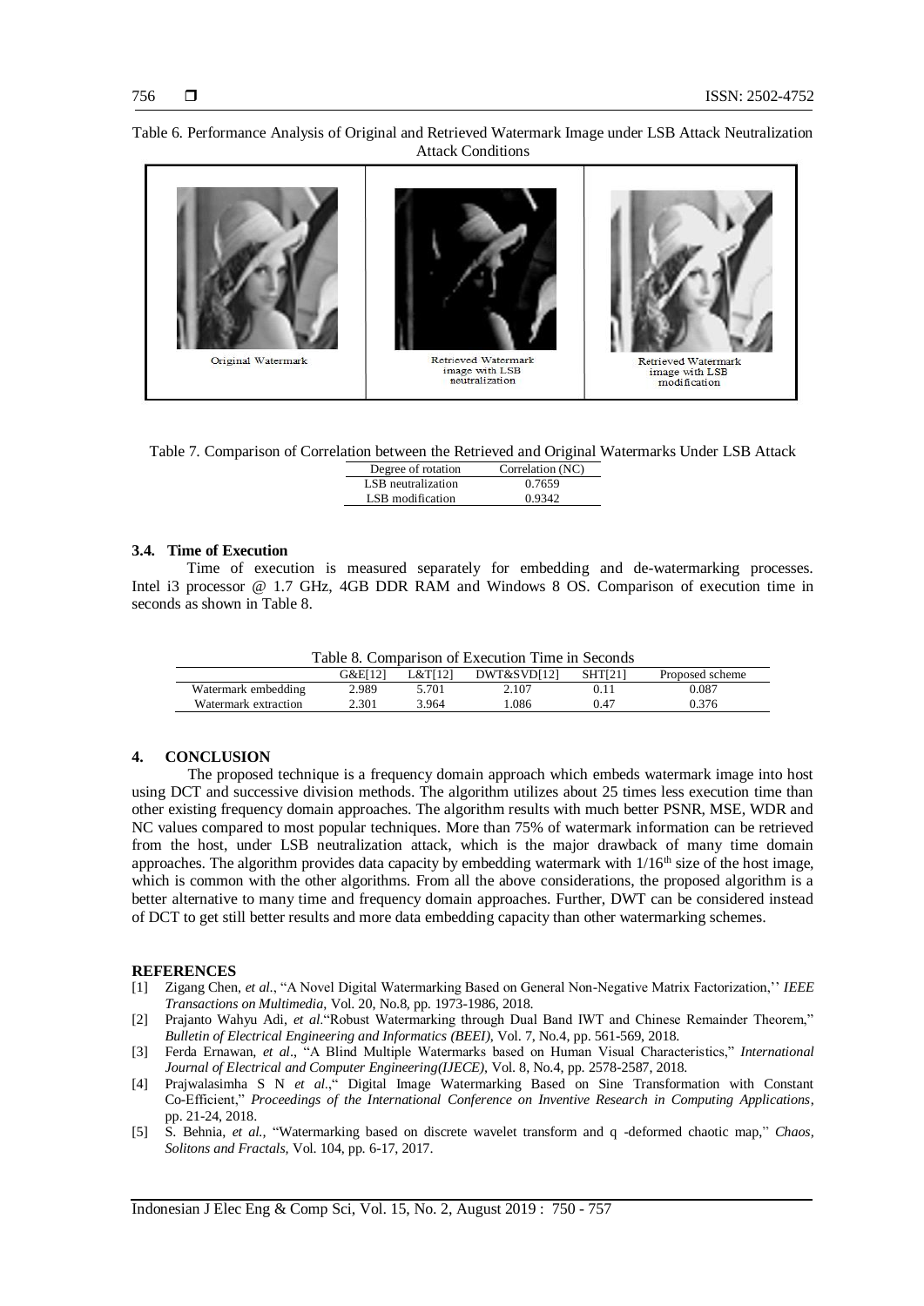Table 6. Performance Analysis of Original and Retrieved Watermark Image under LSB Attack Neutralization Attack Conditions

| Original Watermark | Retrieved Watermark image with LSB neutralization | Retrieved Watermark image with LSB modification |
|---|---|---|

Table 7. Comparison of Correlation between the Retrieved and Original Watermarks Under LSB Attack

| Degree of rotation | Correlation (NC) |
|---|---|
| LSB neutralization | 0.7659 |
| LSB modification | 0.9342 |

### 3.4. Time of Execution

Time of execution is measured separately for embedding and de-watermarking processes. Intel i3 processor @ 1.7 GHz, 4GB DDR RAM and Windows 8 OS. Comparison of execution time in seconds as shown in Table 8.

Table 8. Comparison of Execution Time in Seconds

| | G&E[12] | L&T[12] | DWT&SVD[12] | SHT[21] | Proposed scheme |
|---|---|---|---|---|---|
| Watermark embedding | 2.989 | 5.701 | 2.107 | 0.11 | 0.087 |
| Watermark extraction | 2.301 | 3.964 | 1.086 | 0.47 | 0.376 |

## 4. CONCLUSION

The proposed technique is a frequency domain approach which embeds watermark image into host using DCT and successive division methods. The algorithm utilizes about 25 times less execution time than other existing frequency domain approaches. The algorithm results with much better PSNR, MSE, WDR and NC values compared to most popular techniques. More than 75% of watermark information can be retrieved from the host, under LSB neutralization attack, which is the major drawback of many time domain approaches. The algorithm provides data capacity by embedding watermark with $1/16^{th}$ size of the host image, which is common with the other algorithms. From all the above considerations, the proposed algorithm is a better alternative to many time and frequency domain approaches. Further, DWT can be considered instead of DCT to get still better results and more data embedding capacity than other watermarking schemes.

## REFERENCES

[1] Zigang Chen, *et al.*, "A Novel Digital Watermarking Based on General Non-Negative Matrix Factorization,'' *IEEE Transactions on Multimedia*, Vol. 20, No.8, pp. 1973-1986, 2018.

[2] Prajanto Wahyu Adi, *et al.*"Robust Watermarking through Dual Band IWT and Chinese Remainder Theorem," *Bulletin of Electrical Engineering and Informatics (BEEI)*, Vol. 7, No.4, pp. 561-569, 2018.

[3] Ferda Ernawan, *et al*., "A Blind Multiple Watermarks based on Human Visual Characteristics," *International Journal of Electrical and Computer Engineering(IJECE)*, Vol. 8, No.4, pp. 2578-2587, 2018.

[4] Prajwalasimha S N *et al*.," Digital Image Watermarking Based on Sine Transformation with Constant Co-Efficient," *Proceedings of the International Conference on Inventive Research in Computing Applications*, pp. 21-24, 2018.

[5] S. Behnia, *et al.,* "Watermarking based on discrete wavelet transform and q -deformed chaotic map," *Chaos, Solitons and Fractals,* Vol. 104, pp. 6-17, 2017.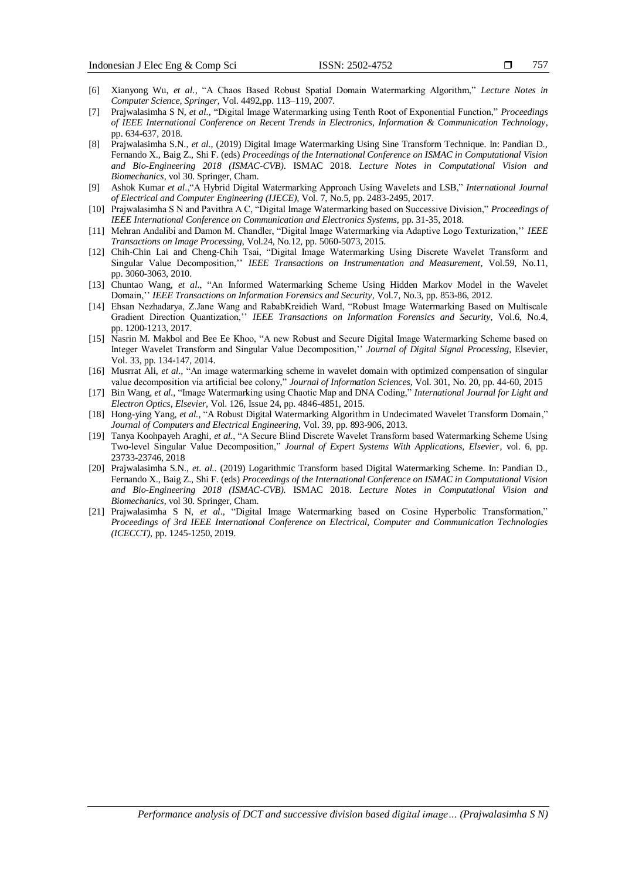[6] Xianyong Wu, *et al.*, "A Chaos Based Robust Spatial Domain Watermarking Algorithm," *Lecture Notes in Computer Science, Springer*, Vol. 4492,pp. 113–119, 2007.

[7] Prajwalasimha S N, *et al.*, "Digital Image Watermarking using Tenth Root of Exponential Function," *Proceedings of IEEE International Conference on Recent Trends in Electronics, Information & Communication Technology*, pp. 634-637, 2018.

[8] Prajwalasimha S.N., *et al*., (2019) Digital Image Watermarking Using Sine Transform Technique. In: Pandian D., Fernando X., Baig Z., Shi F. (eds) *Proceedings of the International Conference on ISMAC in Computational Vision and Bio-Engineering 2018 (ISMAC-CVB)*. ISMAC 2018. *Lecture Notes in Computational Vision and Biomechanics*, vol 30. Springer, Cham.

[9] Ashok Kumar *et al*.,"A Hybrid Digital Watermarking Approach Using Wavelets and LSB," *International Journal of Electrical and Computer Engineering (IJECE)*, Vol. 7, No.5, pp. 2483-2495, 2017.

[10] Prajwalasimha S N and Pavithra A C, "Digital Image Watermarking based on Successive Division," *Proceedings of IEEE International Conference on Communication and Electronics Systems*, pp. 31-35, 2018.

[11] Mehran Andalibi and Damon M. Chandler, "Digital Image Watermarking via Adaptive Logo Texturization,'' *IEEE Transactions on Image Processing*, Vol.24, No.12, pp. 5060-5073, 2015.

[12] Chih-Chin Lai and Cheng-Chih Tsai, "Digital Image Watermarking Using Discrete Wavelet Transform and Singular Value Decomposition,'' *IEEE Transactions on Instrumentation and Measurement*, Vol.59, No.11, pp. 3060-3063, 2010.

[13] Chuntao Wang, *et al*., "An Informed Watermarking Scheme Using Hidden Markov Model in the Wavelet Domain,'' *IEEE Transactions on Information Forensics and Security*, Vol.7, No.3, pp. 853-86, 2012.

[14] Ehsan Nezhadarya, Z.Jane Wang and RababKreidieh Ward, "Robust Image Watermarking Based on Multiscale Gradient Direction Quantization,'' *IEEE Transactions on Information Forensics and Security*, Vol.6, No.4, pp. 1200-1213, 2017.

[15] Nasrin M. Makbol and Bee Ee Khoo, "A new Robust and Secure Digital Image Watermarking Scheme based on Integer Wavelet Transform and Singular Value Decomposition,'' *Journal of Digital Signal Processing*, Elsevier, Vol. 33, pp. 134-147, 2014.

[16] Musrrat Ali, *et al.*, "An image watermarking scheme in wavelet domain with optimized compensation of singular value decomposition via artificial bee colony," *Journal of Information Sciences*, Vol. 301, No. 20, pp. 44-60, 2015

[17] Bin Wang, *et al.*, "Image Watermarking using Chaotic Map and DNA Coding," *International Journal for Light and Electron Optics, Elsevier*, Vol. 126, Issue 24, pp. 4846-4851, 2015.

[18] Hong-ying Yang, *et al.*, "A Robust Digital Watermarking Algorithm in Undecimated Wavelet Transform Domain," *Journal of Computers and Electrical Engineering*, Vol. 39, pp. 893-906, 2013.

[19] Tanya Koohpayeh Araghi, *et al.*, "A Secure Blind Discrete Wavelet Transform based Watermarking Scheme Using Two-level Singular Value Decomposition," *Journal of Expert Systems With Applications, Elsevier*, vol. 6, pp. 23733-23746, 2018

[20] Prajwalasimha S.N., *et. al.*. (2019) Logarithmic Transform based Digital Watermarking Scheme. In: Pandian D., Fernando X., Baig Z., Shi F. (eds) *Proceedings of the International Conference on ISMAC in Computational Vision and Bio-Engineering 2018 (ISMAC-CVB)*. ISMAC 2018. *Lecture Notes in Computational Vision and Biomechanics*, vol 30. Springer, Cham.

[21] Prajwalasimha S N, *et al*., "Digital Image Watermarking based on Cosine Hyperbolic Transformation," *Proceedings of 3rd IEEE International Conference on Electrical, Computer and Communication Technologies (ICECCT)*, pp. 1245-1250, 2019.